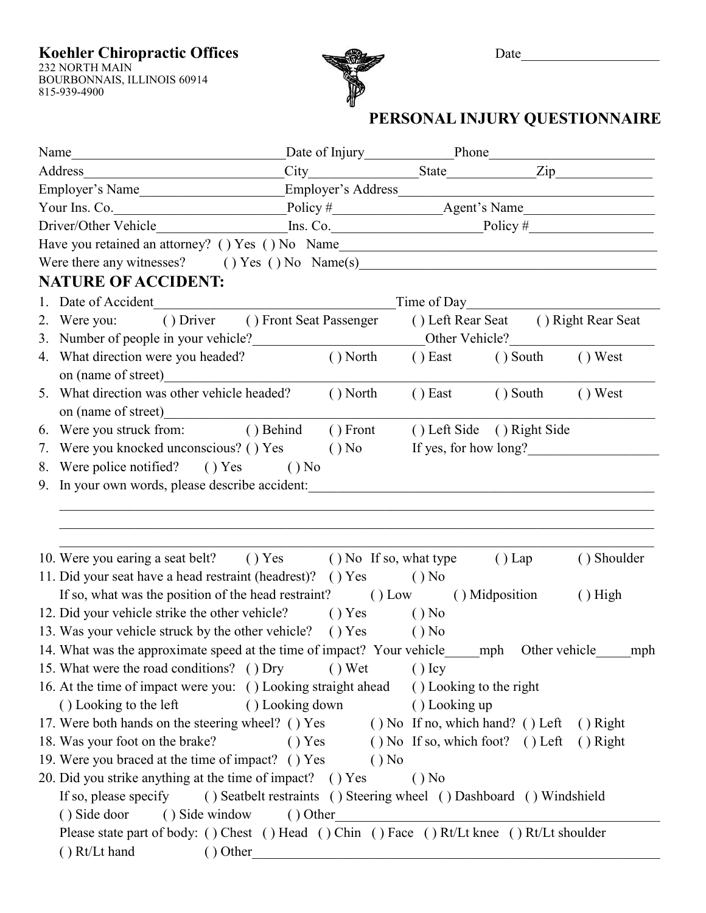**Koehler Chiropractic Offices**
232 NORTH MAIN
BOURBONNAIS, ILLINOIS 60914
815-939-4900

Date____________________

# PERSONAL INJURY QUESTIONNAIRE

Name______________________________ Date of Injury____________ Phone________________________

Address____________________________ City_______________ State____________ Zip_____________

Employer's Name____________________ Employer's Address_____________________________________

Your Ins. Co._________________________ Policy #________________ Agent's Name__________________

Driver/Other Vehicle__________________ Ins. Co._____________________ Policy #_________________

Have you retained an attorney? ( ) Yes ( ) No Name_______________________________________________

Were there any witnesses? ( ) Yes ( ) No Name(s)____________________________________________

## NATURE OF ACCIDENT:

1. Date of Accident___________________________________ Time of Day__________________________
2. Were you: ( ) Driver ( ) Front Seat Passenger ( ) Left Rear Seat ( ) Right Rear Seat
3. Number of people in your vehicle?_______________________ Other Vehicle?____________________
4. What direction were you headed? ( ) North ( ) East ( ) South ( ) West
   on (name of street)_________________________________________________________________________
5. What direction was other vehicle headed? ( ) North ( ) East ( ) South ( ) West
   on (name of street)_________________________________________________________________________
6. Were you struck from: ( ) Behind ( ) Front ( ) Left Side ( ) Right Side
7. Were you knocked unconscious? ( ) Yes ( ) No If yes, for how long?___________________
8. Were police notified? ( ) Yes ( ) No
9. In your own words, please describe accident:_________________________________________________
   ____________________________________________________________________________________________
   ____________________________________________________________________________________________
   ____________________________________________________________________________________________
10. Were you earing a seat belt? ( ) Yes ( ) No If so, what type ( ) Lap ( ) Shoulder
11. Did your seat have a head restraint (headrest)? ( ) Yes ( ) No
    If so, what was the position of the head restraint? ( ) Low ( ) Midposition ( ) High
12. Did your vehicle strike the other vehicle? ( ) Yes ( ) No
13. Was your vehicle struck by the other vehicle? ( ) Yes ( ) No
14. What was the approximate speed at the time of impact? Your vehicle_____mph Other vehicle_____mph
15. What were the road conditions? ( ) Dry ( ) Wet ( ) Icy
16. At the time of impact were you: ( ) Looking straight ahead ( ) Looking to the right
    ( ) Looking to the left ( ) Looking down ( ) Looking up
17. Were both hands on the steering wheel? ( ) Yes ( ) No If no, which hand? ( ) Left ( ) Right
18. Was your foot on the brake? ( ) Yes ( ) No If so, which foot? ( ) Left ( ) Right
19. Were you braced at the time of impact? ( ) Yes ( ) No
20. Did you strike anything at the time of impact? ( ) Yes ( ) No
    If so, please specify ( ) Seatbelt restraints ( ) Steering wheel ( ) Dashboard ( ) Windshield
    ( ) Side door ( ) Side window ( ) Other_______________________________________________
    Please state part of body: ( ) Chest ( ) Head ( ) Chin ( ) Face ( ) Rt/Lt knee ( ) Rt/Lt shoulder
    ( ) Rt/Lt hand ( ) Other_________________________________________________________________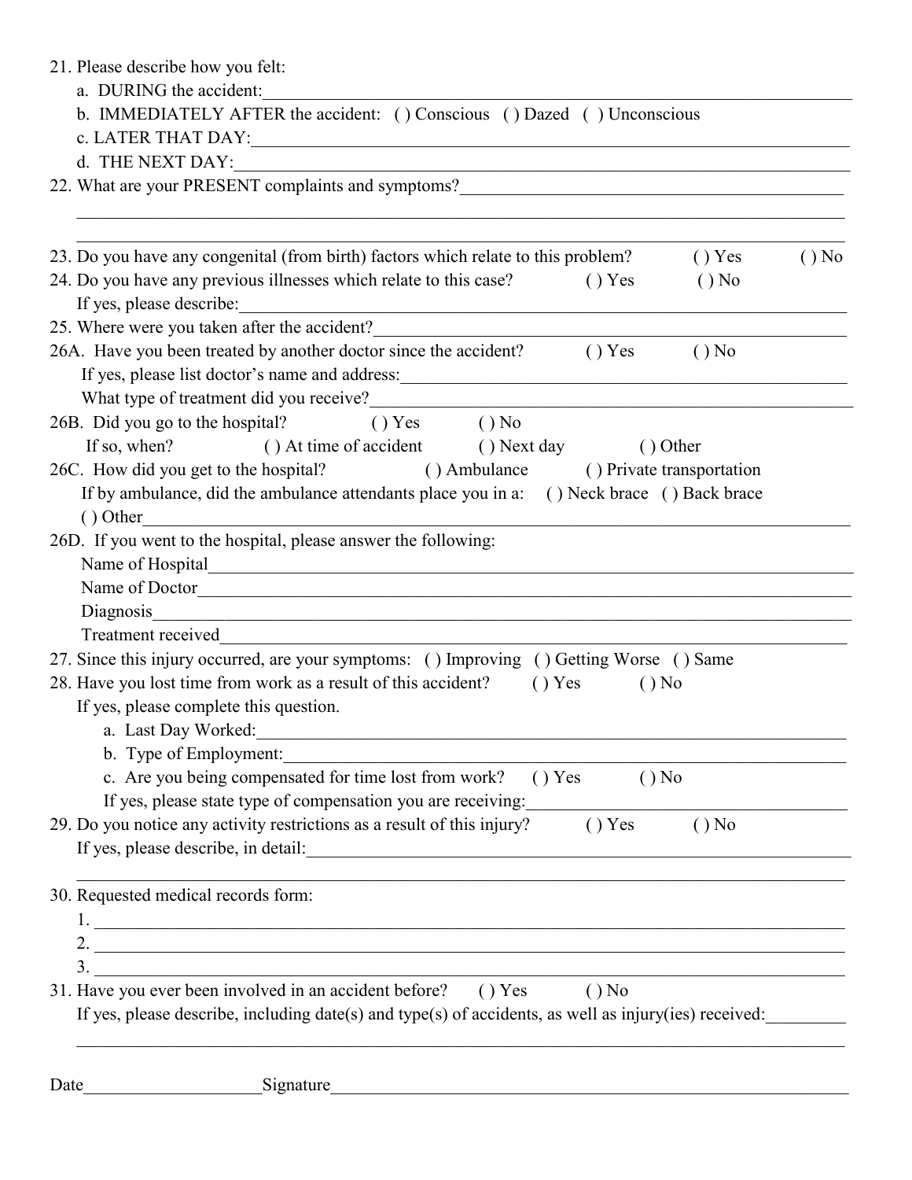21. Please describe how you felt:
    a. DURING the accident:\_\_\_\_\_\_\_\_\_\_\_\_\_\_\_\_\_\_\_\_\_\_\_\_\_\_\_\_\_\_\_\_\_\_\_\_\_\_\_\_
    b. IMMEDIATELY AFTER the accident: ( ) Conscious ( ) Dazed ( ) Unconscious
    c. LATER THAT DAY:\_\_\_\_\_\_\_\_\_\_\_\_\_\_\_\_\_\_\_\_\_\_\_\_\_\_\_\_\_\_\_\_\_\_\_\_\_\_\_\_
    d. THE NEXT DAY:\_\_\_\_\_\_\_\_\_\_\_\_\_\_\_\_\_\_\_\_\_\_\_\_\_\_\_\_\_\_\_\_\_\_\_\_\_\_\_\_

22. What are your PRESENT complaints and symptoms?\_\_\_\_\_\_\_\_\_\_\_\_\_\_\_\_\_\_\_\_\_\_\_\_\_\_\_\_\_\_\_\_\_\_\_\_\_\_\_\_

    \_\_\_\_\_\_\_\_\_\_\_\_\_\_\_\_\_\_\_\_\_\_\_\_\_\_\_\_\_\_\_\_\_\_\_\_\_\_\_\_\_\_\_\_\_\_\_\_\_\_\_\_\_\_\_\_\_\_\_\_\_\_\_\_\_\_\_\_\_\_\_\_\_\_\_\_\_\_

    \_\_\_\_\_\_\_\_\_\_\_\_\_\_\_\_\_\_\_\_\_\_\_\_\_\_\_\_\_\_\_\_\_\_\_\_\_\_\_\_\_\_\_\_\_\_\_\_\_\_\_\_\_\_\_\_\_\_\_\_\_\_\_\_\_\_\_\_\_\_\_\_\_\_\_\_\_\_

23. Do you have any congenital (from birth) factors which relate to this problem? ( ) Yes ( ) No

24. Do you have any previous illnesses which relate to this case? ( ) Yes ( ) No
    If yes, please describe:\_\_\_\_\_\_\_\_\_\_\_\_\_\_\_\_\_\_\_\_\_\_\_\_\_\_\_\_\_\_\_\_\_\_\_\_\_\_\_\_

25. Where were you taken after the accident?\_\_\_\_\_\_\_\_\_\_\_\_\_\_\_\_\_\_\_\_\_\_\_\_\_\_\_\_\_\_\_\_\_\_\_\_\_\_\_\_

26A. Have you been treated by another doctor since the accident? ( ) Yes ( ) No
    If yes, please list doctor's name and address:\_\_\_\_\_\_\_\_\_\_\_\_\_\_\_\_\_\_\_\_\_\_\_\_\_\_\_\_\_\_\_\_\_\_\_\_\_\_\_\_
    What type of treatment did you receive?\_\_\_\_\_\_\_\_\_\_\_\_\_\_\_\_\_\_\_\_\_\_\_\_\_\_\_\_\_\_\_\_\_\_\_\_\_\_\_\_

26B. Did you go to the hospital? ( ) Yes ( ) No
    If so, when? ( ) At time of accident ( ) Next day ( ) Other

26C. How did you get to the hospital? ( ) Ambulance ( ) Private transportation
    If by ambulance, did the ambulance attendants place you in a: ( ) Neck brace ( ) Back brace
    ( ) Other\_\_\_\_\_\_\_\_\_\_\_\_\_\_\_\_\_\_\_\_\_\_\_\_\_\_\_\_\_\_\_\_\_\_\_\_\_\_\_\_

26D. If you went to the hospital, please answer the following:
    Name of Hospital\_\_\_\_\_\_\_\_\_\_\_\_\_\_\_\_\_\_\_\_\_\_\_\_\_\_\_\_\_\_\_\_\_\_\_\_\_\_\_\_
    Name of Doctor\_\_\_\_\_\_\_\_\_\_\_\_\_\_\_\_\_\_\_\_\_\_\_\_\_\_\_\_\_\_\_\_\_\_\_\_\_\_\_\_
    Diagnosis\_\_\_\_\_\_\_\_\_\_\_\_\_\_\_\_\_\_\_\_\_\_\_\_\_\_\_\_\_\_\_\_\_\_\_\_\_\_\_\_
    Treatment received\_\_\_\_\_\_\_\_\_\_\_\_\_\_\_\_\_\_\_\_\_\_\_\_\_\_\_\_\_\_\_\_\_\_\_\_\_\_\_\_

27. Since this injury occurred, are your symptoms: ( ) Improving ( ) Getting Worse ( ) Same

28. Have you lost time from work as a result of this accident? ( ) Yes ( ) No
    If yes, please complete this question.
    a. Last Day Worked:\_\_\_\_\_\_\_\_\_\_\_\_\_\_\_\_\_\_\_\_\_\_\_\_\_\_\_\_\_\_\_\_\_\_\_\_\_\_\_\_
    b. Type of Employment:\_\_\_\_\_\_\_\_\_\_\_\_\_\_\_\_\_\_\_\_\_\_\_\_\_\_\_\_\_\_\_\_\_\_\_\_\_\_\_\_
    c. Are you being compensated for time lost from work? ( ) Yes ( ) No
    If yes, please state type of compensation you are receiving:\_\_\_\_\_\_\_\_\_\_\_\_\_\_\_\_\_\_\_\_\_\_\_\_\_\_\_\_\_\_\_\_\_\_\_\_\_\_\_\_

29. Do you notice any activity restrictions as a result of this injury? ( ) Yes ( ) No
    If yes, please describe, in detail:\_\_\_\_\_\_\_\_\_\_\_\_\_\_\_\_\_\_\_\_\_\_\_\_\_\_\_\_\_\_\_\_\_\_\_\_\_\_\_\_

    \_\_\_\_\_\_\_\_\_\_\_\_\_\_\_\_\_\_\_\_\_\_\_\_\_\_\_\_\_\_\_\_\_\_\_\_\_\_\_\_\_\_\_\_\_\_\_\_\_\_\_\_\_\_\_\_\_\_\_\_\_\_\_\_\_\_\_\_\_\_\_\_\_\_\_\_\_\_

30. Requested medical records form:
    1. \_\_\_\_\_\_\_\_\_\_\_\_\_\_\_\_\_\_\_\_\_\_\_\_\_\_\_\_\_\_\_\_\_\_\_\_\_\_\_\_
    2. \_\_\_\_\_\_\_\_\_\_\_\_\_\_\_\_\_\_\_\_\_\_\_\_\_\_\_\_\_\_\_\_\_\_\_\_\_\_\_\_
    3. \_\_\_\_\_\_\_\_\_\_\_\_\_\_\_\_\_\_\_\_\_\_\_\_\_\_\_\_\_\_\_\_\_\_\_\_\_\_\_\_

31. Have you ever been involved in an accident before? ( ) Yes ( ) No
    If yes, please describe, including date(s) and type(s) of accidents, as well as injury(ies) received:\_\_\_\_\_\_\_\_\_

    \_\_\_\_\_\_\_\_\_\_\_\_\_\_\_\_\_\_\_\_\_\_\_\_\_\_\_\_\_\_\_\_\_\_\_\_\_\_\_\_\_\_\_\_\_\_\_\_\_\_\_\_\_\_\_\_\_\_\_\_\_\_\_\_\_\_\_\_\_\_\_\_\_\_\_\_\_\_

Date\_\_\_\_\_\_\_\_\_\_\_\_\_\_\_\_\_\_\_\_ Signature\_\_\_\_\_\_\_\_\_\_\_\_\_\_\_\_\_\_\_\_\_\_\_\_\_\_\_\_\_\_\_\_\_\_\_\_\_\_\_\_